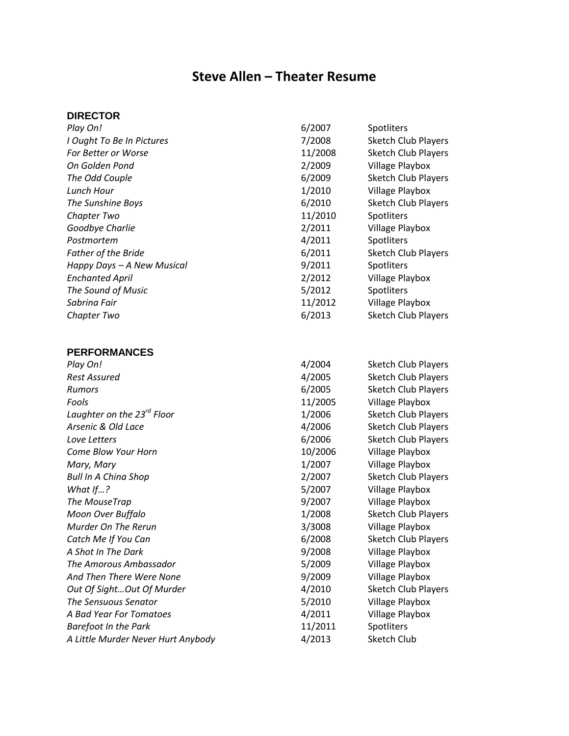# Steve Allen – Theater Resume

## DIRECTOR

| | | |
|---|---|---|
| *Play On!* | 6/2007 | Spotliters |
| *I Ought To Be In Pictures* | 7/2008 | Sketch Club Players |
| *For Better or Worse* | 11/2008 | Sketch Club Players |
| *On Golden Pond* | 2/2009 | Village Playbox |
| *The Odd Couple* | 6/2009 | Sketch Club Players |
| *Lunch Hour* | 1/2010 | Village Playbox |
| *The Sunshine Boys* | 6/2010 | Sketch Club Players |
| *Chapter Two* | 11/2010 | Spotliters |
| *Goodbye Charlie* | 2/2011 | Village Playbox |
| *Postmortem* | 4/2011 | Spotliters |
| *Father of the Bride* | 6/2011 | Sketch Club Players |
| *Happy Days – A New Musical* | 9/2011 | Spotliters |
| *Enchanted April* | 2/2012 | Village Playbox |
| *The Sound of Music* | 5/2012 | Spotliters |
| *Sabrina Fair* | 11/2012 | Village Playbox |
| *Chapter Two* | 6/2013 | Sketch Club Players |

## PERFORMANCES

| | | |
|---|---|---|
| *Play On!* | 4/2004 | Sketch Club Players |
| *Rest Assured* | 4/2005 | Sketch Club Players |
| *Rumors* | 6/2005 | Sketch Club Players |
| *Fools* | 11/2005 | Village Playbox |
| *Laughter on the 23rd Floor* | 1/2006 | Sketch Club Players |
| *Arsenic & Old Lace* | 4/2006 | Sketch Club Players |
| *Love Letters* | 6/2006 | Sketch Club Players |
| *Come Blow Your Horn* | 10/2006 | Village Playbox |
| *Mary, Mary* | 1/2007 | Village Playbox |
| *Bull In A China Shop* | 2/2007 | Sketch Club Players |
| *What If…?* | 5/2007 | Village Playbox |
| *The MouseTrap* | 9/2007 | Village Playbox |
| *Moon Over Buffalo* | 1/2008 | Sketch Club Players |
| *Murder On The Rerun* | 3/3008 | Village Playbox |
| *Catch Me If You Can* | 6/2008 | Sketch Club Players |
| *A Shot In The Dark* | 9/2008 | Village Playbox |
| *The Amorous Ambassador* | 5/2009 | Village Playbox |
| *And Then There Were None* | 9/2009 | Village Playbox |
| *Out Of Sight…Out Of Murder* | 4/2010 | Sketch Club Players |
| *The Sensuous Senator* | 5/2010 | Village Playbox |
| *A Bad Year For Tomatoes* | 4/2011 | Village Playbox |
| *Barefoot In the Park* | 11/2011 | Spotliters |
| *A Little Murder Never Hurt Anybody* | 4/2013 | Sketch Club |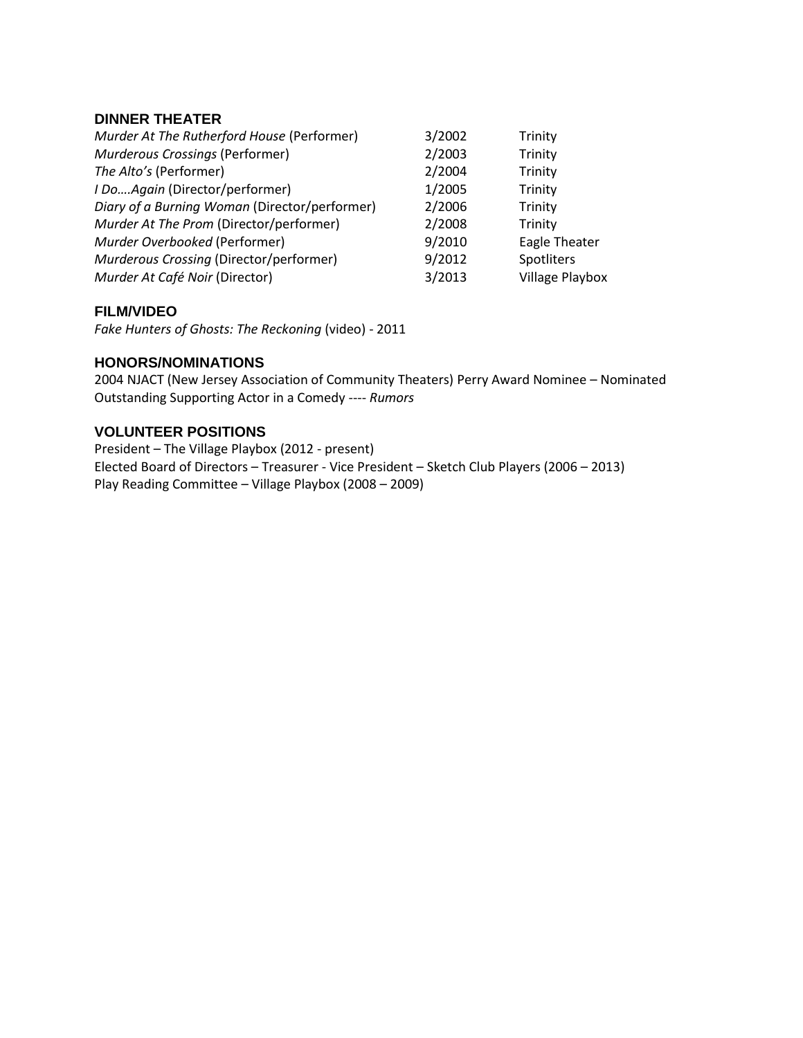## DINNER THEATER

| | | |
|---|---|---|
| *Murder At The Rutherford House* (Performer) | 3/2002 | Trinity |
| *Murderous Crossings* (Performer) | 2/2003 | Trinity |
| *The Alto's* (Performer) | 2/2004 | Trinity |
| *I Do….Again* (Director/performer) | 1/2005 | Trinity |
| *Diary of a Burning Woman* (Director/performer) | 2/2006 | Trinity |
| *Murder At The Prom* (Director/performer) | 2/2008 | Trinity |
| *Murder Overbooked* (Performer) | 9/2010 | Eagle Theater |
| *Murderous Crossing* (Director/performer) | 9/2012 | Spotliters |
| *Murder At Café Noir* (Director) | 3/2013 | Village Playbox |

## FILM/VIDEO

*Fake Hunters of Ghosts: The Reckoning* (video) - 2011

## HONORS/NOMINATIONS

2004 NJACT (New Jersey Association of Community Theaters) Perry Award Nominee – Nominated Outstanding Supporting Actor in a Comedy ---- *Rumors*

## VOLUNTEER POSITIONS

President – The Village Playbox (2012 - present)
Elected Board of Directors – Treasurer - Vice President – Sketch Club Players (2006 – 2013)
Play Reading Committee – Village Playbox (2008 – 2009)